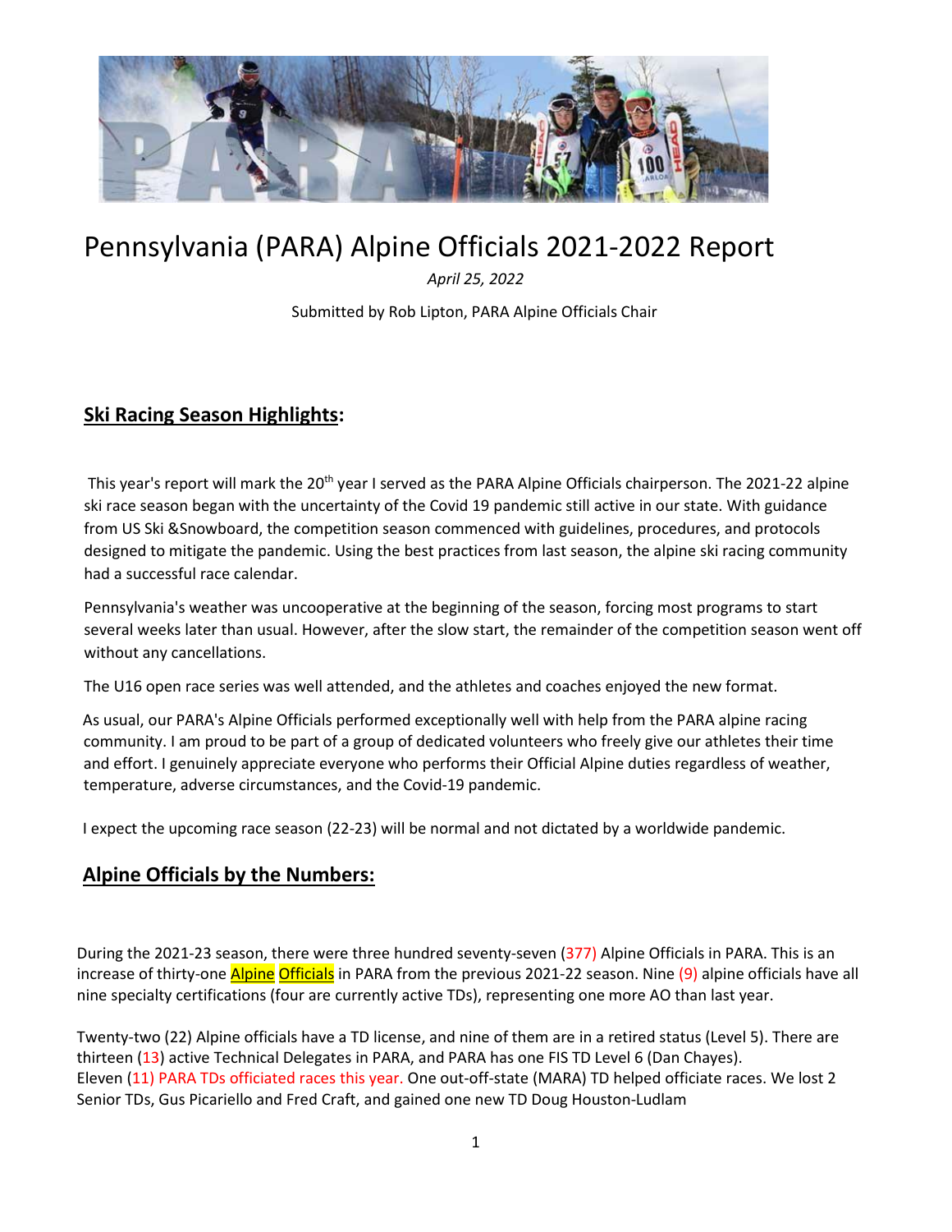# Pennsylvania (PARA) Alpine Officials 2021-2022 Report

*April 25, 2022*

Submitted by Rob Lipton, PARA Alpine Officials Chair

## **Ski Racing Season Highlights:**

This year's report will mark the 20th year I served as the PARA Alpine Officials chairperson. The 2021-22 alpine ski race season began with the uncertainty of the Covid 19 pandemic still active in our state. With guidance from US Ski &Snowboard, the competition season commenced with guidelines, procedures, and protocols designed to mitigate the pandemic. Using the best practices from last season, the alpine ski racing community had a successful race calendar.

Pennsylvania's weather was uncooperative at the beginning of the season, forcing most programs to start several weeks later than usual. However, after the slow start, the remainder of the competition season went off without any cancellations.

The U16 open race series was well attended, and the athletes and coaches enjoyed the new format.

As usual, our PARA's Alpine Officials performed exceptionally well with help from the PARA alpine racing community. I am proud to be part of a group of dedicated volunteers who freely give our athletes their time and effort. I genuinely appreciate everyone who performs their Official Alpine duties regardless of weather, temperature, adverse circumstances, and the Covid-19 pandemic.

I expect the upcoming race season (22-23) will be normal and not dictated by a worldwide pandemic.

## **Alpine Officials by the Numbers:**

During the 2021-23 season, there were three hundred seventy-seven (377) Alpine Officials in PARA. This is an increase of thirty-one Alpine Officials in PARA from the previous 2021-22 season. Nine (9) alpine officials have all nine specialty certifications (four are currently active TDs), representing one more AO than last year.

Twenty-two (22) Alpine officials have a TD license, and nine of them are in a retired status (Level 5). There are thirteen (13) active Technical Delegates in PARA, and PARA has one FIS TD Level 6 (Dan Chayes). Eleven (11) PARA TDs officiated races this year. One out-off-state (MARA) TD helped officiate races. We lost 2 Senior TDs, Gus Picariello and Fred Craft, and gained one new TD Doug Houston-Ludlam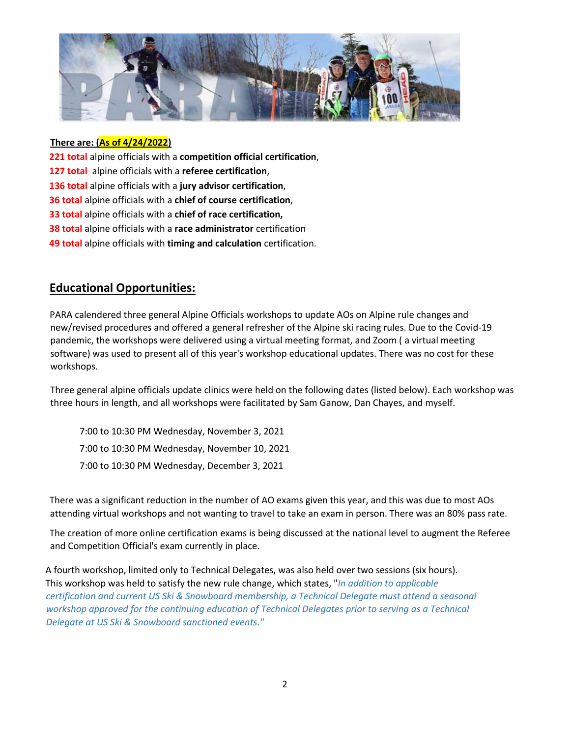**There are: (As of 4/24/2022)**

**221 total** alpine officials with a **competition official certification**,
**127 total** alpine officials with a **referee certification**,
**136 total** alpine officials with a **jury advisor certification**,
**36 total** alpine officials with a **chief of course certification**,
**33 total** alpine officials with a **chief of race certification,**
**38 total** alpine officials with a **race administrator** certification
**49 total** alpine officials with **timing and calculation** certification.

## Educational Opportunities:

PARA calendered three general Alpine Officials workshops to update AOs on Alpine rule changes and new/revised procedures and offered a general refresher of the Alpine ski racing rules. Due to the Covid-19 pandemic, the workshops were delivered using a virtual meeting format, and Zoom ( a virtual meeting software) was used to present all of this year's workshop educational updates. There was no cost for these workshops.

Three general alpine officials update clinics were held on the following dates (listed below). Each workshop was three hours in length, and all workshops were facilitated by Sam Ganow, Dan Chayes, and myself.

7:00 to 10:30 PM Wednesday, November 3, 2021
7:00 to 10:30 PM Wednesday, November 10, 2021
7:00 to 10:30 PM Wednesday, December 3, 2021

There was a significant reduction in the number of AO exams given this year, and this was due to most AOs attending virtual workshops and not wanting to travel to take an exam in person. There was an 80% pass rate.

The creation of more online certification exams is being discussed at the national level to augment the Referee and Competition Official's exam currently in place.

A fourth workshop, limited only to Technical Delegates, was also held over two sessions (six hours). This workshop was held to satisfy the new rule change, which states, "*In addition to applicable certification and current US Ski & Snowboard membership, a Technical Delegate must attend a seasonal workshop approved for the continuing education of Technical Delegates prior to serving as a Technical Delegate at US Ski & Snowboard sanctioned events."*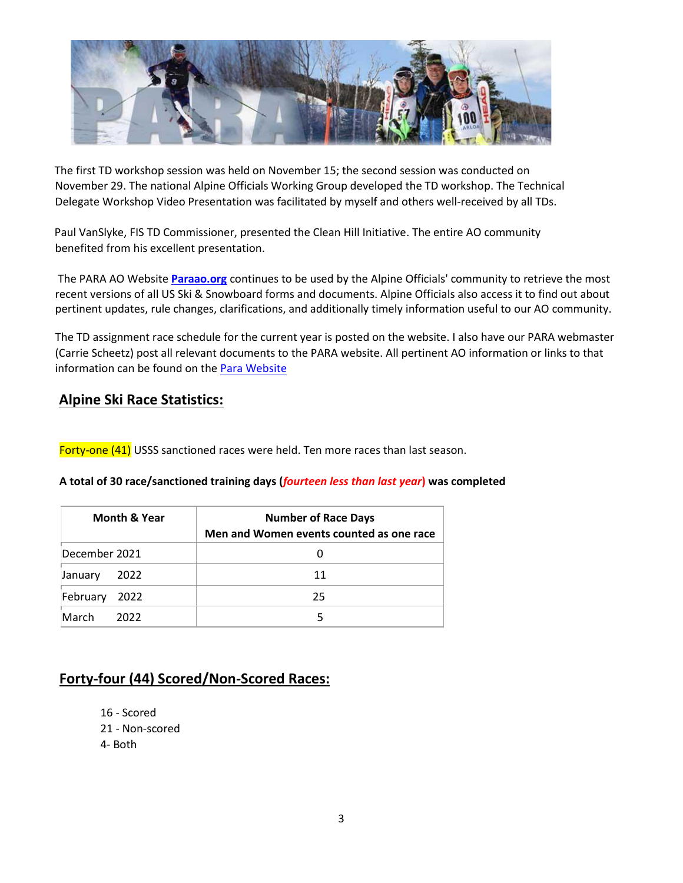The first TD workshop session was held on November 15; the second session was conducted on November 29. The national Alpine Officials Working Group developed the TD workshop. The Technical Delegate Workshop Video Presentation was facilitated by myself and others well-received by all TDs.

Paul VanSlyke, FIS TD Commissioner, presented the Clean Hill Initiative. The entire AO community benefited from his excellent presentation.

The PARA AO Website **[Paraao.org](Paraao.org)** continues to be used by the Alpine Officials' community to retrieve the most recent versions of all US Ski & Snowboard forms and documents. Alpine Officials also access it to find out about pertinent updates, rule changes, clarifications, and additionally timely information useful to our AO community.

The TD assignment race schedule for the current year is posted on the website. I also have our PARA webmaster (Carrie Scheetz) post all relevant documents to the PARA website. All pertinent AO information or links to that information can be found on the Para Website

## Alpine Ski Race Statistics:

Forty-one (41) USSS sanctioned races were held. Ten more races than last season.

**A total of 30 race/sanctioned training days (*fourteen less than last year*) was completed**

| Month & Year | Number of Race Days Men and Women events counted as one race |
|---|---|
| December 2021 | 0 |
| January 2022 | 11 |
| February 2022 | 25 |
| March 2022 | 5 |

## Forty-four (44) Scored/Non-Scored Races:

16 - Scored
21 - Non-scored
4- Both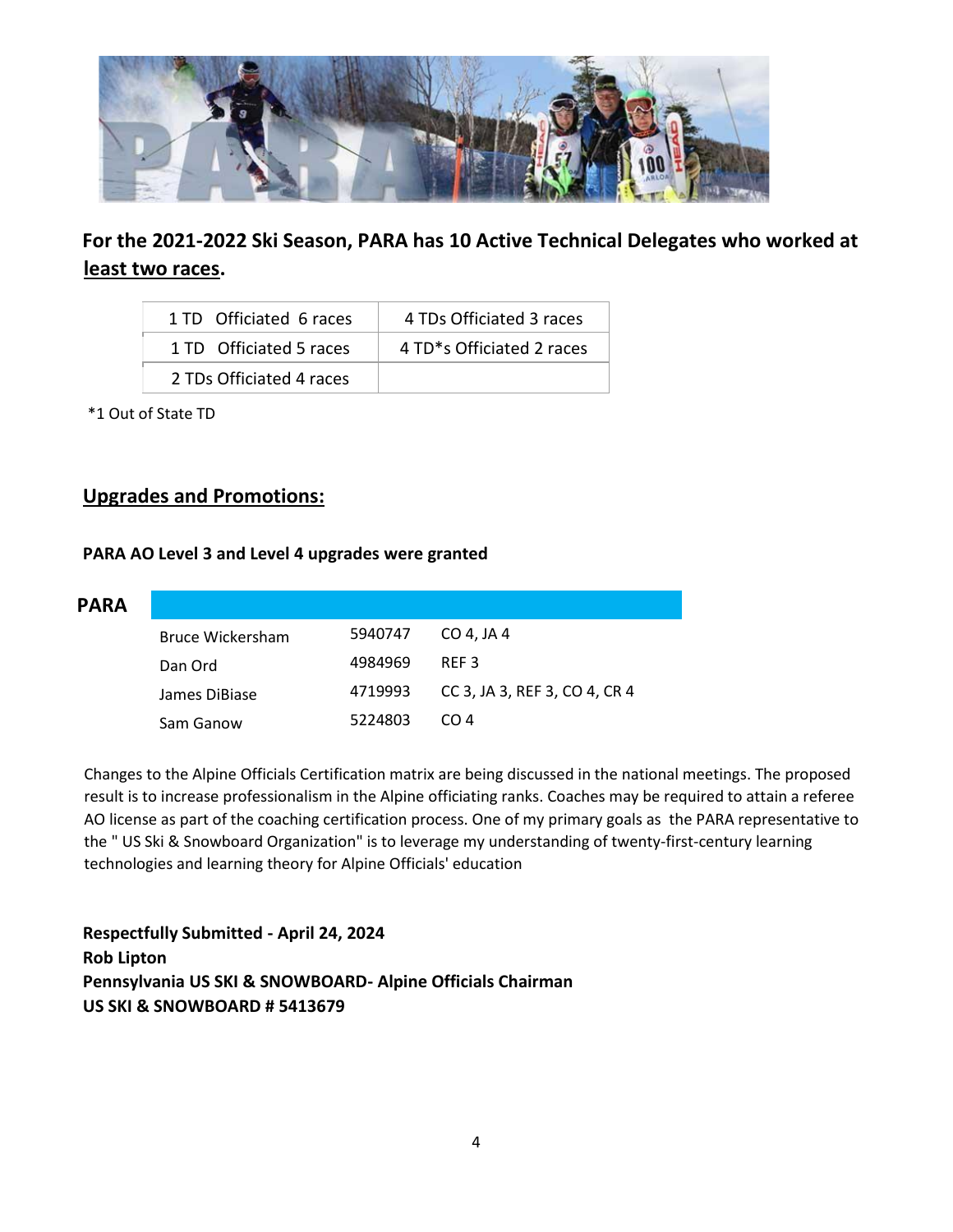**For the 2021-2022 Ski Season, PARA has 10 Active Technical Delegates who worked at <u>least two races</u>.**

| | |
|---|---|
| 1 TD Officiated 6 races | 4 TDs Officiated 3 races |
| 1 TD Officiated 5 races | 4 TD*s Officiated 2 races |
| 2 TDs Officiated 4 races | |

*1 Out of State TD

## Upgrades and Promotions:

**PARA AO Level 3 and Level 4 upgrades were granted**

| PARA | | | |
|---|---|---|---|
| | Bruce Wickersham | 5940747 | CO 4, JA 4 |
| | Dan Ord | 4984969 | REF 3 |
| | James DiBiase | 4719993 | CC 3, JA 3, REF 3, CO 4, CR 4 |
| | Sam Ganow | 5224803 | CO 4 |

Changes to the Alpine Officials Certification matrix are being discussed in the national meetings. The proposed result is to increase professionalism in the Alpine officiating ranks. Coaches may be required to attain a referee AO license as part of the coaching certification process. One of my primary goals as the PARA representative to the " US Ski & Snowboard Organization" is to leverage my understanding of twenty-first-century learning technologies and learning theory for Alpine Officials' education

**Respectfully Submitted - April 24, 2024**
**Rob Lipton**
**Pennsylvania US SKI & SNOWBOARD- Alpine Officials Chairman**
**US SKI & SNOWBOARD # 5413679**